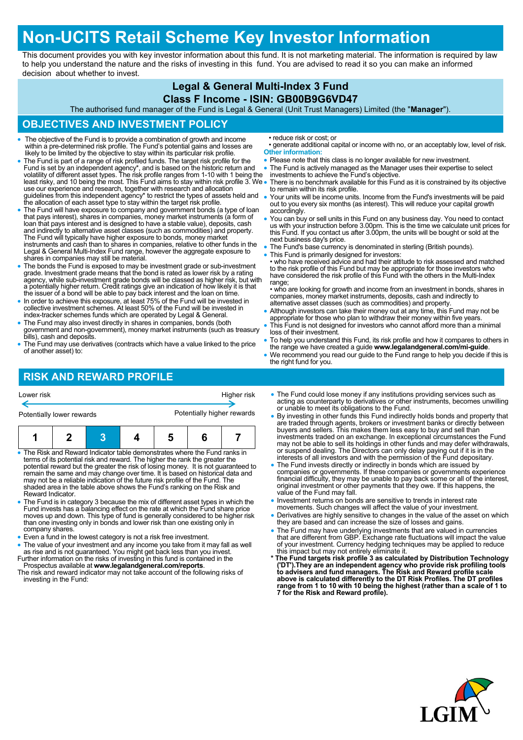// Non-UCITS Retail Scheme Key Investor Information

This document provides you with key investor information about this fund. It is not marketing material. The information is required by law to help you understand the nature and the risks of investing in this fund. You are advised to read it so you can make an informed decision about whether to invest.

## Legal & General Multi-Index 3 Fund
## Class F Income - ISIN: GB00B9G6VD47

The authorised fund manager of the Fund is Legal & General (Unit Trust Managers) Limited (the "**Manager**").

## OBJECTIVES AND INVESTMENT POLICY

- The objective of the Fund is to provide a combination of growth and income within a pre-determined risk profile. The Fund's potential gains and losses are likely to be limited by the objective to stay within its particular risk profile.
- The Fund is part of a range of risk profiled funds. The target risk profile for the Fund is set by an independent agency*, and is based on the historic return and volatility of different asset types. The risk profile ranges from 1-10 with 1 being the least risky, and 10 being the most. This Fund aims to stay within risk profile 3. We use our experience and research, together with research and allocation guidelines from this independent agency* to restrict the types of assets held and the allocation of each asset type to stay within the target risk profile.
- The Fund will have exposure to company and government bonds (a type of loan that pays interest), shares in companies, money market instruments (a form of loan that pays interest and is designed to have a stable value), deposits, cash and indirectly to alternative asset classes (such as commodities) and property. The Fund will typically have higher exposure to bonds, money market instruments and cash than to shares in companies, relative to other funds in the Legal & General Multi-Index Fund range, however the aggregate exposure to shares in companies may still be material.
- The bonds the Fund is exposed to may be investment grade or sub-investment grade. Investment grade means that the bond is rated as lower risk by a rating agency, while sub-investment grade bonds will be classed as higher risk, but with a potentially higher return. Credit ratings give an indication of how likely it is that the issuer of a bond will be able to pay back interest and the loan on time.
- In order to achieve this exposure, at least 75% of the Fund will be invested in collective investment schemes. At least 50% of the Fund will be invested in index-tracker schemes funds which are operated by Legal & General.
- The Fund may also invest directly in shares in companies, bonds (both government and non-government), money market instruments (such as treasury bills), cash and deposits.
- The Fund may use derivatives (contracts which have a value linked to the price of another asset) to:
  - reduce risk or cost; or
  - generate additional capital or income with no, or an acceptably low, level of risk.

**Other information:**

- Please note that this class is no longer available for new investment.
- The Fund is actively managed as the Manager uses their expertise to select investments to achieve the Fund's objective.
- There is no benchmark available for this Fund as it is constrained by its objective to remain within its risk profile.
- Your units will be income units. Income from the Fund's investments will be paid out to you every six months (as interest). This will reduce your capital growth accordingly.
- You can buy or sell units in this Fund on any business day. You need to contact us with your instruction before 3.00pm. This is the time we calculate unit prices for this Fund. If you contact us after 3.00pm, the units will be bought or sold at the next business day's price.
- The Fund's base currency is denominated in sterling (British pounds).
- This Fund is primarily designed for investors:
  - who have received advice and had their attitude to risk assessed and matched to the risk profile of this Fund but may be appropriate for those investors who have considered the risk profile of this Fund with the others in the Multi-Index range;
  - who are looking for growth and income from an investment in bonds, shares in companies, money market instruments, deposits, cash and indirectly to alternative asset classes (such as commodities) and property.
- Although investors can take their money out at any time, this Fund may not be appropriate for those who plan to withdraw their money within five years.
- This Fund is not designed for investors who cannot afford more than a minimal loss of their investment.
- To help you understand this Fund, its risk profile and how it compares to others in the range we have created a guide **www.legalandgeneral.com/mi-guide**.
- We recommend you read our guide to the Fund range to help you decide if this is the right fund for you.

## RISK AND REWARD PROFILE

Lower risk — Higher risk

Potentially lower rewards — Potentially higher rewards

| 1 | 2 | **3** | 4 | 5 | 6 | 7 |
|---|---|---|---|---|---|---|

- The Risk and Reward Indicator table demonstrates where the Fund ranks in terms of its potential risk and reward. The higher the rank the greater the potential reward but the greater the risk of losing money. It is not guaranteed to remain the same and may change over time. It is based on historical data and may not be a reliable indication of the future risk profile of the Fund. The shaded area in the table above shows the Fund's ranking on the Risk and Reward Indicator.
- The Fund is in category 3 because the mix of different asset types in which the Fund invests has a balancing effect on the rate at which the Fund share price moves up and down. This type of fund is generally considered to be higher risk than one investing only in bonds and lower risk than one existing only in company shares.
- Even a fund in the lowest category is not a risk free investment.
- The value of your investment and any income you take from it may fall as well as rise and is not guaranteed. You might get back less than you invest.

Further information on the risks of investing in this fund is contained in the Prospectus available at **www.legalandgeneral.com/reports**.

The risk and reward indicator may not take account of the following risks of investing in the Fund:

- The Fund could lose money if any institutions providing services such as acting as counterparty to derivatives or other instruments, becomes unwilling or unable to meet its obligations to the Fund.
- By investing in other funds this Fund indirectly holds bonds and property that are traded through agents, brokers or investment banks or directly between buyers and sellers. This makes them less easy to buy and sell than investments traded on an exchange. In exceptional circumstances the Fund may not be able to sell its holdings in other funds and may defer withdrawals, or suspend dealing. The Directors can only delay paying out if it is in the interests of all investors and with the permission of the Fund depositary.
- The Fund invests directly or indirectly in bonds which are issued by companies or governments. If these companies or governments experience financial difficulty, they may be unable to pay back some or all of the interest, original investment or other payments that they owe. If this happens, the value of the Fund may fall.
- Investment returns on bonds are sensitive to trends in interest rate movements. Such changes will affect the value of your investment.
- Derivatives are highly sensitive to changes in the value of the asset on which they are based and can increase the size of losses and gains.
- The Fund may have underlying investments that are valued in currencies that are different from GBP. Exchange rate fluctuations will impact the value of your investment. Currency hedging techniques may be applied to reduce this impact but may not entirely eliminate it.

\* **The Fund targets risk profile 3 as calculated by Distribution Technology ('DT').They are an independent agency who provide risk profiling tools to advisers and fund managers. The Risk and Reward profile scale above is calculated differently to the DT Risk Profiles. The DT profiles range from 1 to 10 with 10 being the highest (rather than a scale of 1 to 7 for the Risk and Reward profile).**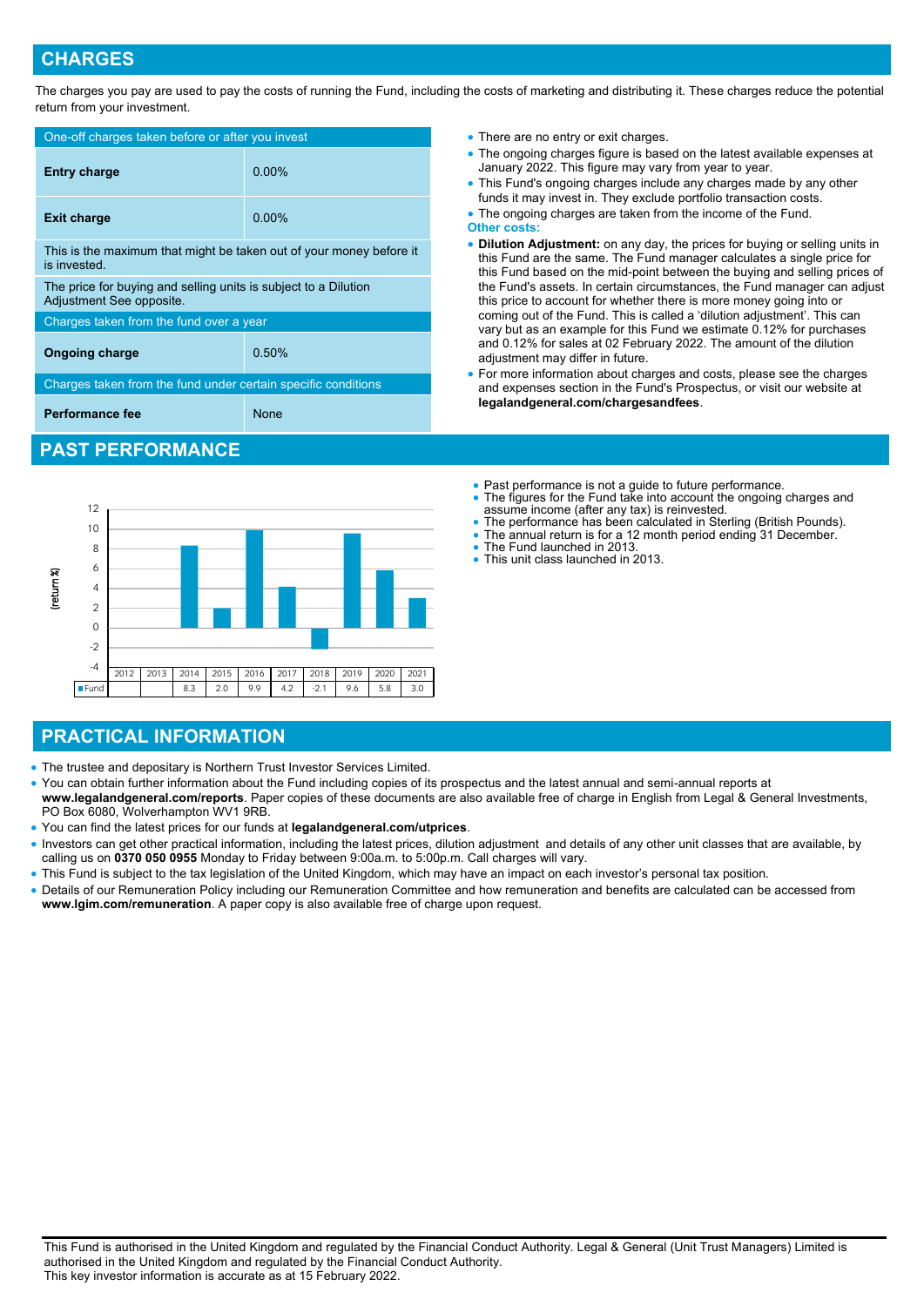## CHARGES

The charges you pay are used to pay the costs of running the Fund, including the costs of marketing and distributing it. These charges reduce the potential return from your investment.

| One-off charges taken before or after you invest | |
|---|---|
| **Entry charge** | 0.00% |
| **Exit charge** | 0.00% |
| This is the maximum that might be taken out of your money before it is invested. | |
| The price for buying and selling units is subject to a Dilution Adjustment See opposite. | |
| Charges taken from the fund over a year | |
| **Ongoing charge** | 0.50% |
| Charges taken from the fund under certain specific conditions | |
| **Performance fee** | None |

- There are no entry or exit charges.
- The ongoing charges figure is based on the latest available expenses at January 2022. This figure may vary from year to year.
- This Fund's ongoing charges include any charges made by any other funds it may invest in. They exclude portfolio transaction costs.
- The ongoing charges are taken from the income of the Fund.

**Other costs:**

- **Dilution Adjustment:** on any day, the prices for buying or selling units in this Fund are the same. The Fund manager calculates a single price for this Fund based on the mid-point between the buying and selling prices of the Fund's assets. In certain circumstances, the Fund manager can adjust this price to account for whether there is more money going into or coming out of the Fund. This is called a 'dilution adjustment'. This can vary but as an example for this Fund we estimate 0.12% for purchases and 0.12% for sales at 02 February 2022. The amount of the dilution adjustment may differ in future.
- For more information about charges and costs, please see the charges and expenses section in the Fund's Prospectus, or visit our website at **legalandgeneral.com/chargesandfees**.

## PAST PERFORMANCE

(return %)

12
10
8
6
4
2
0
-2
-4

2012 2013 2014 2015 2016 2017 2018 2019 2020 2021

Fund: 8.3 2.0 9.9 4.2 -2.1 9.6 5.8 3.0

- Past performance is not a guide to future performance.
- The figures for the Fund take into account the ongoing charges and assume income (after any tax) is reinvested.
- The performance has been calculated in Sterling (British Pounds).
- The annual return is for a 12 month period ending 31 December.
- The Fund launched in 2013.
- This unit class launched in 2013.

## PRACTICAL INFORMATION

- The trustee and depositary is Northern Trust Investor Services Limited.
- You can obtain further information about the Fund including copies of its prospectus and the latest annual and semi-annual reports at **www.legalandgeneral.com/reports**. Paper copies of these documents are also available free of charge in English from Legal & General Investments, PO Box 6080, Wolverhampton WV1 9RB.
- You can find the latest prices for our funds at **legalandgeneral.com/utprices**.
- Investors can get other practical information, including the latest prices, dilution adjustment and details of any other unit classes that are available, by calling us on **0370 050 0955** Monday to Friday between 9:00a.m. to 5:00p.m. Call charges will vary.
- This Fund is subject to the tax legislation of the United Kingdom, which may have an impact on each investor's personal tax position.
- Details of our Remuneration Policy including our Remuneration Committee and how remuneration and benefits are calculated can be accessed from **www.lgim.com/remuneration**. A paper copy is also available free of charge upon request.

This Fund is authorised in the United Kingdom and regulated by the Financial Conduct Authority. Legal & General (Unit Trust Managers) Limited is authorised in the United Kingdom and regulated by the Financial Conduct Authority.
This key investor information is accurate as at 15 February 2022.